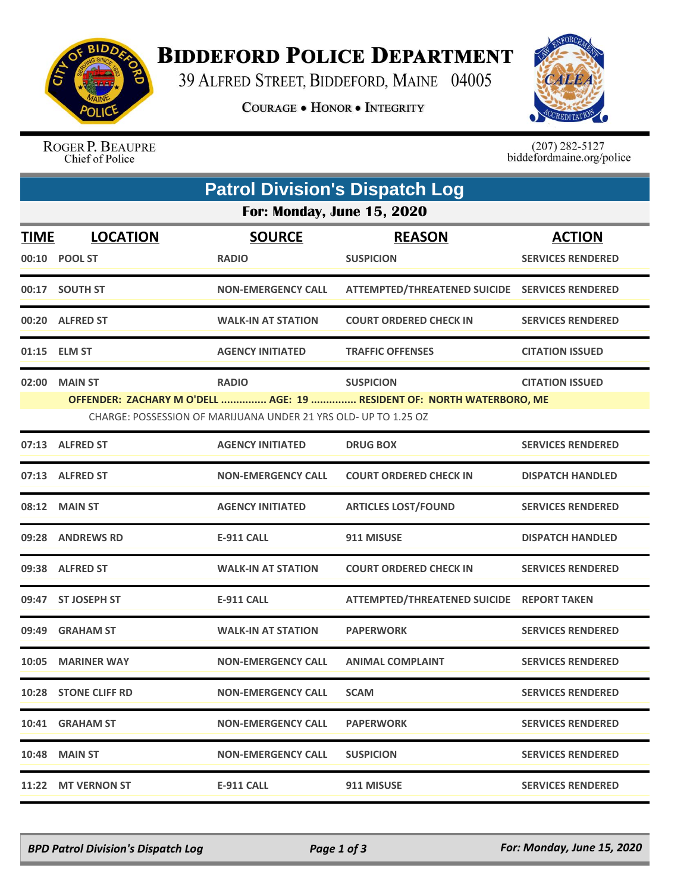# Biddeford Police Department

39 Alfred Street, Biddeford, Maine 04005

**Courage • Honor • Integrity**

Roger P. Beaupre
Chief of Police

(207) 282-5127
biddefordmaine.org/police

## Patrol Division's Dispatch Log

### For: Monday, June 15, 2020

| TIME | LOCATION | SOURCE | REASON | ACTION |
|---|---|---|---|---|
| 00:10 | POOL ST | RADIO | SUSPICION | SERVICES RENDERED |
| 00:17 | SOUTH ST | NON-EMERGENCY CALL | ATTEMPTED/THREATENED SUICIDE | SERVICES RENDERED |
| 00:20 | ALFRED ST | WALK-IN AT STATION | COURT ORDERED CHECK IN | SERVICES RENDERED |
| 01:15 | ELM ST | AGENCY INITIATED | TRAFFIC OFFENSES | CITATION ISSUED |
| 02:00 | MAIN ST | RADIO | SUSPICION | CITATION ISSUED |
| | OFFENDER: ZACHARY M O'DELL ............... AGE: 19 ............... RESIDENT OF: NORTH WATERBORO, ME | | | |
| | CHARGE: POSSESSION OF MARIJUANA UNDER 21 YRS OLD- UP TO 1.25 OZ | | | |
| 07:13 | ALFRED ST | AGENCY INITIATED | DRUG BOX | SERVICES RENDERED |
| 07:13 | ALFRED ST | NON-EMERGENCY CALL | COURT ORDERED CHECK IN | DISPATCH HANDLED |
| 08:12 | MAIN ST | AGENCY INITIATED | ARTICLES LOST/FOUND | SERVICES RENDERED |
| 09:28 | ANDREWS RD | E-911 CALL | 911 MISUSE | DISPATCH HANDLED |
| 09:38 | ALFRED ST | WALK-IN AT STATION | COURT ORDERED CHECK IN | SERVICES RENDERED |
| 09:47 | ST JOSEPH ST | E-911 CALL | ATTEMPTED/THREATENED SUICIDE | REPORT TAKEN |
| 09:49 | GRAHAM ST | WALK-IN AT STATION | PAPERWORK | SERVICES RENDERED |
| 10:05 | MARINER WAY | NON-EMERGENCY CALL | ANIMAL COMPLAINT | SERVICES RENDERED |
| 10:28 | STONE CLIFF RD | NON-EMERGENCY CALL | SCAM | SERVICES RENDERED |
| 10:41 | GRAHAM ST | NON-EMERGENCY CALL | PAPERWORK | SERVICES RENDERED |
| 10:48 | MAIN ST | NON-EMERGENCY CALL | SUSPICION | SERVICES RENDERED |
| 11:22 | MT VERNON ST | E-911 CALL | 911 MISUSE | SERVICES RENDERED |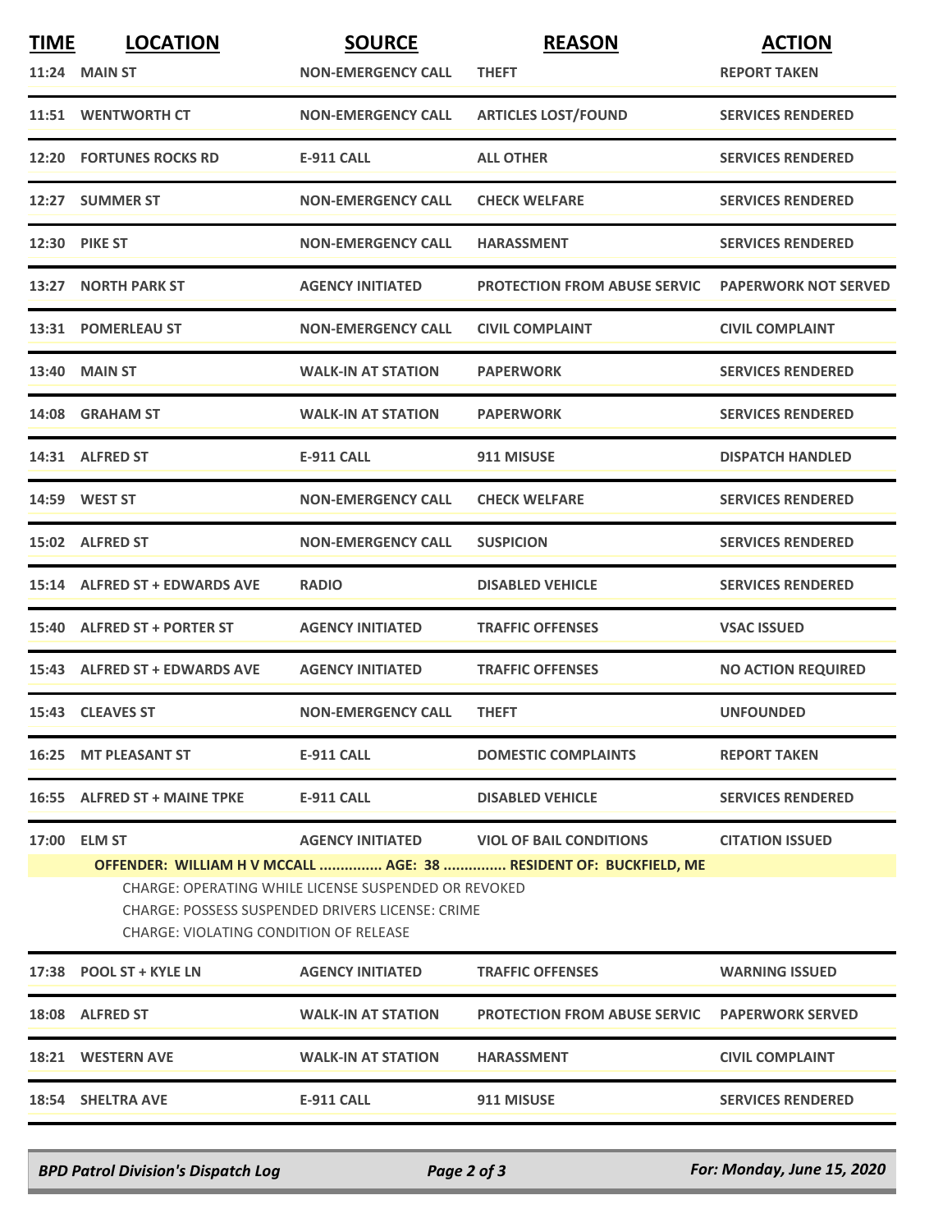| TIME | LOCATION | SOURCE | REASON | ACTION |
|---|---|---|---|---|
| 11:24 | MAIN ST | NON-EMERGENCY CALL | THEFT | REPORT TAKEN |
| 11:51 | WENTWORTH CT | NON-EMERGENCY CALL | ARTICLES LOST/FOUND | SERVICES RENDERED |
| 12:20 | FORTUNES ROCKS RD | E-911 CALL | ALL OTHER | SERVICES RENDERED |
| 12:27 | SUMMER ST | NON-EMERGENCY CALL | CHECK WELFARE | SERVICES RENDERED |
| 12:30 | PIKE ST | NON-EMERGENCY CALL | HARASSMENT | SERVICES RENDERED |
| 13:27 | NORTH PARK ST | AGENCY INITIATED | PROTECTION FROM ABUSE SERVIC | PAPERWORK NOT SERVED |
| 13:31 | POMERLEAU ST | NON-EMERGENCY CALL | CIVIL COMPLAINT | CIVIL COMPLAINT |
| 13:40 | MAIN ST | WALK-IN AT STATION | PAPERWORK | SERVICES RENDERED |
| 14:08 | GRAHAM ST | WALK-IN AT STATION | PAPERWORK | SERVICES RENDERED |
| 14:31 | ALFRED ST | E-911 CALL | 911 MISUSE | DISPATCH HANDLED |
| 14:59 | WEST ST | NON-EMERGENCY CALL | CHECK WELFARE | SERVICES RENDERED |
| 15:02 | ALFRED ST | NON-EMERGENCY CALL | SUSPICION | SERVICES RENDERED |
| 15:14 | ALFRED ST + EDWARDS AVE | RADIO | DISABLED VEHICLE | SERVICES RENDERED |
| 15:40 | ALFRED ST + PORTER ST | AGENCY INITIATED | TRAFFIC OFFENSES | VSAC ISSUED |
| 15:43 | ALFRED ST + EDWARDS AVE | AGENCY INITIATED | TRAFFIC OFFENSES | NO ACTION REQUIRED |
| 15:43 | CLEAVES ST | NON-EMERGENCY CALL | THEFT | UNFOUNDED |
| 16:25 | MT PLEASANT ST | E-911 CALL | DOMESTIC COMPLAINTS | REPORT TAKEN |
| 16:55 | ALFRED ST + MAINE TPKE | E-911 CALL | DISABLED VEHICLE | SERVICES RENDERED |
| 17:00 | ELM ST | AGENCY INITIATED | VIOL OF BAIL CONDITIONS | CITATION ISSUED |
| | OFFENDER: WILLIAM H V MCCALL ............... AGE: 38 ............... RESIDENT OF: BUCKFIELD, ME<br>CHARGE: OPERATING WHILE LICENSE SUSPENDED OR REVOKED<br>CHARGE: POSSESS SUSPENDED DRIVERS LICENSE: CRIME<br>CHARGE: VIOLATING CONDITION OF RELEASE | | | |
| 17:38 | POOL ST + KYLE LN | AGENCY INITIATED | TRAFFIC OFFENSES | WARNING ISSUED |
| 18:08 | ALFRED ST | WALK-IN AT STATION | PROTECTION FROM ABUSE SERVIC | PAPERWORK SERVED |
| 18:21 | WESTERN AVE | WALK-IN AT STATION | HARASSMENT | CIVIL COMPLAINT |
| 18:54 | SHELTRA AVE | E-911 CALL | 911 MISUSE | SERVICES RENDERED |

*BPD Patrol Division's Dispatch Log* — *For: Monday, June 15, 2020*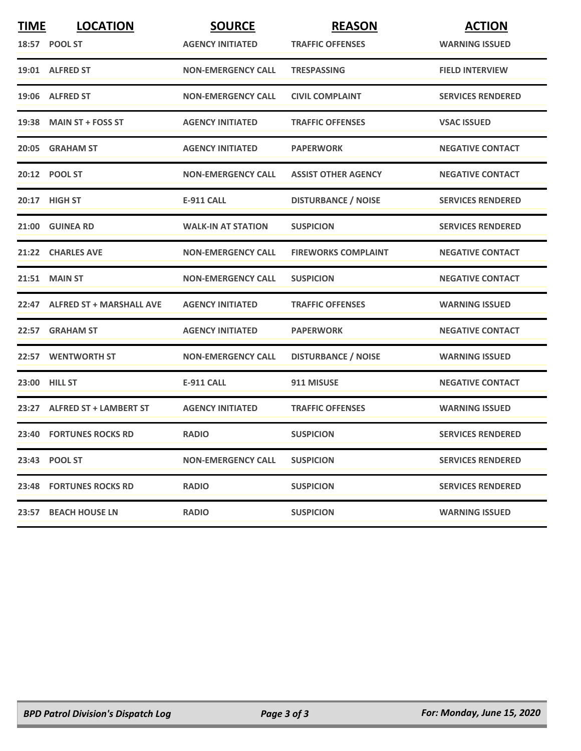| TIME | LOCATION | SOURCE | REASON | ACTION |
| --- | --- | --- | --- | --- |
| 18:57 | POOL ST | AGENCY INITIATED | TRAFFIC OFFENSES | WARNING ISSUED |
| 19:01 | ALFRED ST | NON-EMERGENCY CALL | TRESPASSING | FIELD INTERVIEW |
| 19:06 | ALFRED ST | NON-EMERGENCY CALL | CIVIL COMPLAINT | SERVICES RENDERED |
| 19:38 | MAIN ST + FOSS ST | AGENCY INITIATED | TRAFFIC OFFENSES | VSAC ISSUED |
| 20:05 | GRAHAM ST | AGENCY INITIATED | PAPERWORK | NEGATIVE CONTACT |
| 20:12 | POOL ST | NON-EMERGENCY CALL | ASSIST OTHER AGENCY | NEGATIVE CONTACT |
| 20:17 | HIGH ST | E-911 CALL | DISTURBANCE / NOISE | SERVICES RENDERED |
| 21:00 | GUINEA RD | WALK-IN AT STATION | SUSPICION | SERVICES RENDERED |
| 21:22 | CHARLES AVE | NON-EMERGENCY CALL | FIREWORKS COMPLAINT | NEGATIVE CONTACT |
| 21:51 | MAIN ST | NON-EMERGENCY CALL | SUSPICION | NEGATIVE CONTACT |
| 22:47 | ALFRED ST + MARSHALL AVE | AGENCY INITIATED | TRAFFIC OFFENSES | WARNING ISSUED |
| 22:57 | GRAHAM ST | AGENCY INITIATED | PAPERWORK | NEGATIVE CONTACT |
| 22:57 | WENTWORTH ST | NON-EMERGENCY CALL | DISTURBANCE / NOISE | WARNING ISSUED |
| 23:00 | HILL ST | E-911 CALL | 911 MISUSE | NEGATIVE CONTACT |
| 23:27 | ALFRED ST + LAMBERT ST | AGENCY INITIATED | TRAFFIC OFFENSES | WARNING ISSUED |
| 23:40 | FORTUNES ROCKS RD | RADIO | SUSPICION | SERVICES RENDERED |
| 23:43 | POOL ST | NON-EMERGENCY CALL | SUSPICION | SERVICES RENDERED |
| 23:48 | FORTUNES ROCKS RD | RADIO | SUSPICION | SERVICES RENDERED |
| 23:57 | BEACH HOUSE LN | RADIO | SUSPICION | WARNING ISSUED |